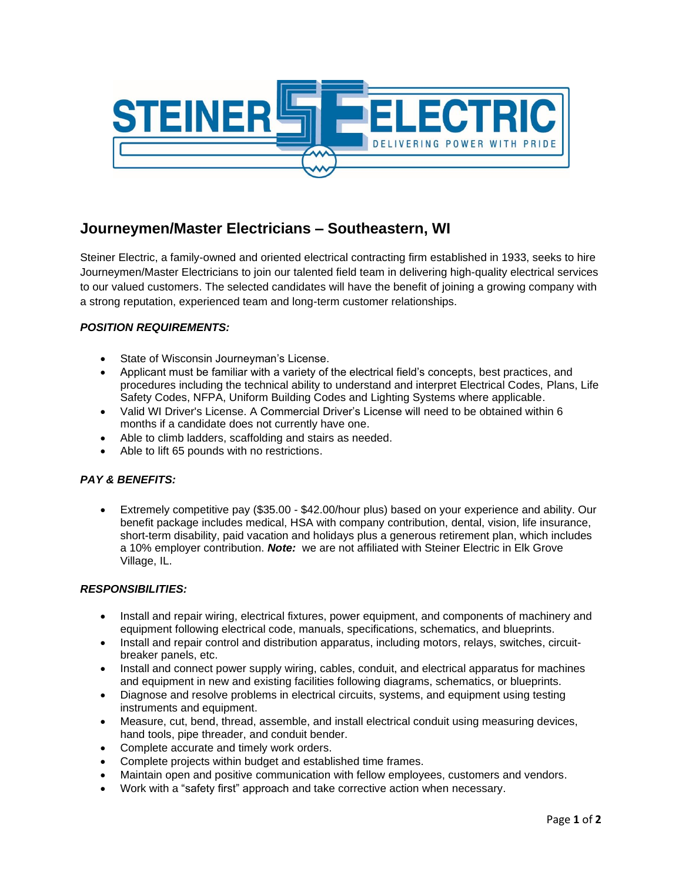# STEINER ELECTRIC

DELIVERING POWER WITH PRIDE

## Journeymen/Master Electricians – Southeastern, WI

Steiner Electric, a family-owned and oriented electrical contracting firm established in 1933, seeks to hire Journeymen/Master Electricians to join our talented field team in delivering high-quality electrical services to our valued customers. The selected candidates will have the benefit of joining a growing company with a strong reputation, experienced team and long-term customer relationships.

### *POSITION REQUIREMENTS:*

- State of Wisconsin Journeyman's License.
- Applicant must be familiar with a variety of the electrical field's concepts, best practices, and procedures including the technical ability to understand and interpret Electrical Codes, Plans, Life Safety Codes, NFPA, Uniform Building Codes and Lighting Systems where applicable.
- Valid WI Driver's License. A Commercial Driver's License will need to be obtained within 6 months if a candidate does not currently have one.
- Able to climb ladders, scaffolding and stairs as needed.
- Able to lift 65 pounds with no restrictions.

### *PAY & BENEFITS:*

- Extremely competitive pay ($35.00 - $42.00/hour plus) based on your experience and ability. Our benefit package includes medical, HSA with company contribution, dental, vision, life insurance, short-term disability, paid vacation and holidays plus a generous retirement plan, which includes a 10% employer contribution. ***Note:*** we are not affiliated with Steiner Electric in Elk Grove Village, IL.

### *RESPONSIBILITIES:*

- Install and repair wiring, electrical fixtures, power equipment, and components of machinery and equipment following electrical code, manuals, specifications, schematics, and blueprints.
- Install and repair control and distribution apparatus, including motors, relays, switches, circuit-breaker panels, etc.
- Install and connect power supply wiring, cables, conduit, and electrical apparatus for machines and equipment in new and existing facilities following diagrams, schematics, or blueprints.
- Diagnose and resolve problems in electrical circuits, systems, and equipment using testing instruments and equipment.
- Measure, cut, bend, thread, assemble, and install electrical conduit using measuring devices, hand tools, pipe threader, and conduit bender.
- Complete accurate and timely work orders.
- Complete projects within budget and established time frames.
- Maintain open and positive communication with fellow employees, customers and vendors.
- Work with a "safety first" approach and take corrective action when necessary.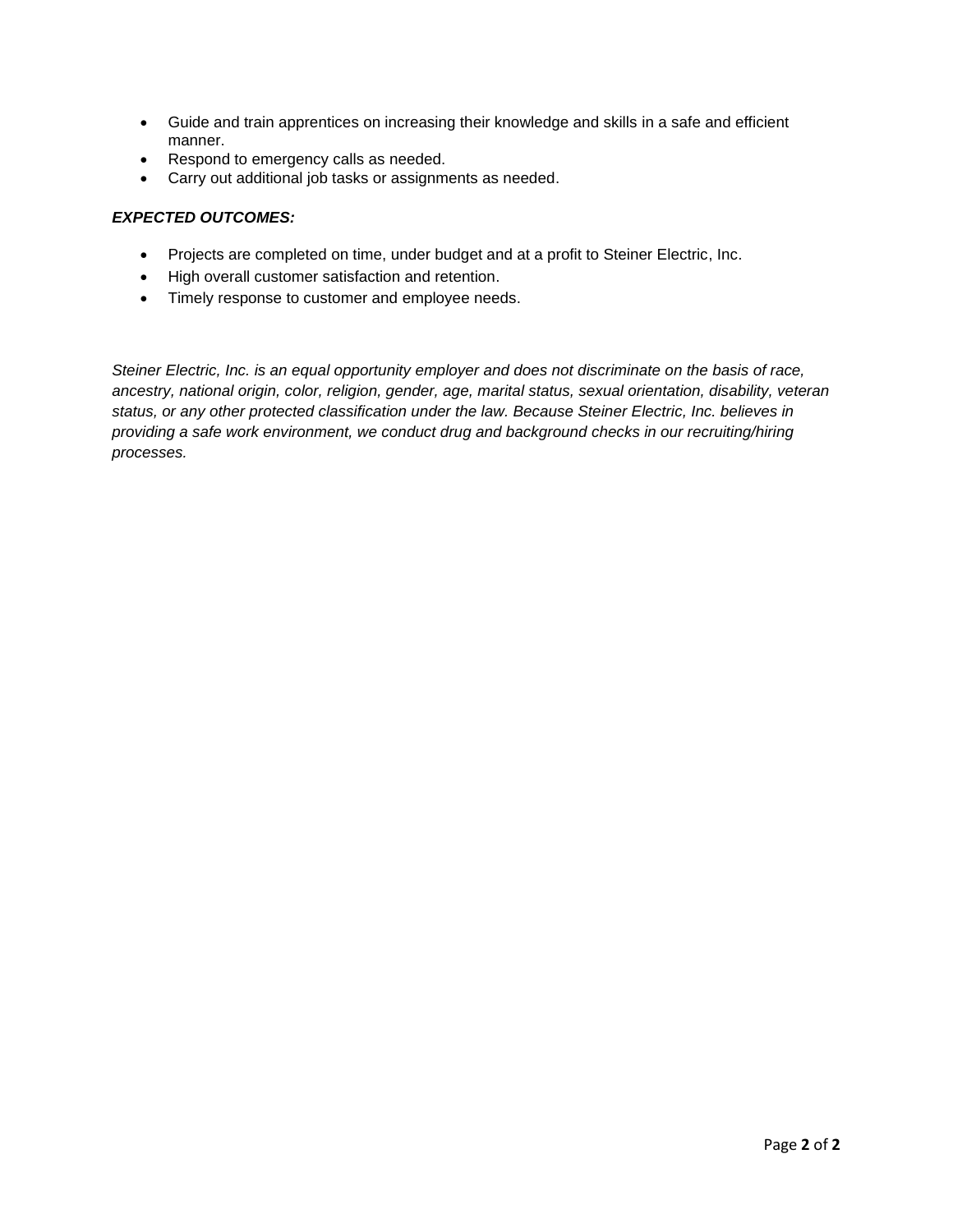- Guide and train apprentices on increasing their knowledge and skills in a safe and efficient manner.
- Respond to emergency calls as needed.
- Carry out additional job tasks or assignments as needed.

***EXPECTED OUTCOMES:***

- Projects are completed on time, under budget and at a profit to Steiner Electric, Inc.
- High overall customer satisfaction and retention.
- Timely response to customer and employee needs.

*Steiner Electric, Inc. is an equal opportunity employer and does not discriminate on the basis of race, ancestry, national origin, color, religion, gender, age, marital status, sexual orientation, disability, veteran status, or any other protected classification under the law. Because Steiner Electric, Inc. believes in providing a safe work environment, we conduct drug and background checks in our recruiting/hiring processes.*